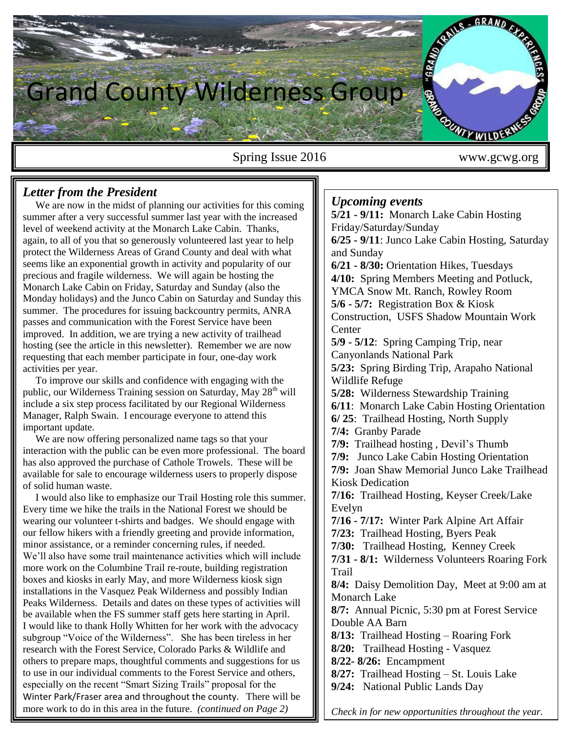# Grand County Wilderness Group

Spring Issue 2016 www.gcwg.org

## *Letter from the President*

We are now in the midst of planning our activities for this coming summer after a very successful summer last year with the increased level of weekend activity at the Monarch Lake Cabin. Thanks, again, to all of you that so generously volunteered last year to help protect the Wilderness Areas of Grand County and deal with what seems like an exponential growth in activity and popularity of our precious and fragile wilderness. We will again be hosting the Monarch Lake Cabin on Friday, Saturday and Sunday (also the Monday holidays) and the Junco Cabin on Saturday and Sunday this summer. The procedures for issuing backcountry permits, ANRA passes and communication with the Forest Service have been improved. In addition, we are trying a new activity of trailhead hosting (see the article in this newsletter). Remember we are now requesting that each member participate in four, one-day work activities per year.

To improve our skills and confidence with engaging with the public, our Wilderness Training session on Saturday, May 28th will include a six step process facilitated by our Regional Wilderness Manager, Ralph Swain. I encourage everyone to attend this important update.

We are now offering personalized name tags so that your interaction with the public can be even more professional. The board has also approved the purchase of Cathole Trowels. These will be available for sale to encourage wilderness users to properly dispose of solid human waste.

I would also like to emphasize our Trail Hosting role this summer. Every time we hike the trails in the National Forest we should be wearing our volunteer t-shirts and badges. We should engage with our fellow hikers with a friendly greeting and provide information, minor assistance, or a reminder concerning rules, if needed. We'll also have some trail maintenance activities which will include more work on the Columbine Trail re-route, building registration boxes and kiosks in early May, and more Wilderness kiosk sign installations in the Vasquez Peak Wilderness and possibly Indian Peaks Wilderness. Details and dates on these types of activities will be available when the FS summer staff gets here starting in April. I would like to thank Holly Whitten for her work with the advocacy subgroup "Voice of the Wilderness". She has been tireless in her research with the Forest Service, Colorado Parks & Wildlife and others to prepare maps, thoughtful comments and suggestions for us to use in our individual comments to the Forest Service and others, especially on the recent "Smart Sizing Trails" proposal for the Winter Park/Fraser area and throughout the county. There will be more work to do in this area in the future. *(continued on Page 2)*

## *Upcoming events*

**5/21 - 9/11:** Monarch Lake Cabin Hosting Friday/Saturday/Sunday
**6/25 - 9/11**: Junco Lake Cabin Hosting, Saturday and Sunday
**6/21 - 8/30:** Orientation Hikes, Tuesdays
**4/10:** Spring Members Meeting and Potluck, YMCA Snow Mt. Ranch, Rowley Room
**5/6 - 5/7:** Registration Box & Kiosk Construction, USFS Shadow Mountain Work Center
**5/9 - 5/12**: Spring Camping Trip, near Canyonlands National Park
**5/23:** Spring Birding Trip, Arapaho National Wildlife Refuge
**5/28:** Wilderness Stewardship Training
**6/11**: Monarch Lake Cabin Hosting Orientation
**6/ 25**: Trailhead Hosting, North Supply
**7/4:** Granby Parade
**7/9:** Trailhead hosting , Devil's Thumb
**7/9:** Junco Lake Cabin Hosting Orientation
**7/9:** Joan Shaw Memorial Junco Lake Trailhead Kiosk Dedication
**7/16:** Trailhead Hosting, Keyser Creek/Lake Evelyn
**7/16 - 7/17:** Winter Park Alpine Art Affair
**7/23:** Trailhead Hosting, Byers Peak
**7/30:** Trailhead Hosting, Kenney Creek
**7/31 - 8/1:** Wilderness Volunteers Roaring Fork Trail
**8/4:** Daisy Demolition Day, Meet at 9:00 am at Monarch Lake
**8/7:** Annual Picnic, 5:30 pm at Forest Service Double AA Barn
**8/13:** Trailhead Hosting – Roaring Fork
**8/20:** Trailhead Hosting - Vasquez
**8/22- 8/26:** Encampment
**8/27:** Trailhead Hosting – St. Louis Lake
**9/24:** National Public Lands Day

*Check in for new opportunities throughout the year.*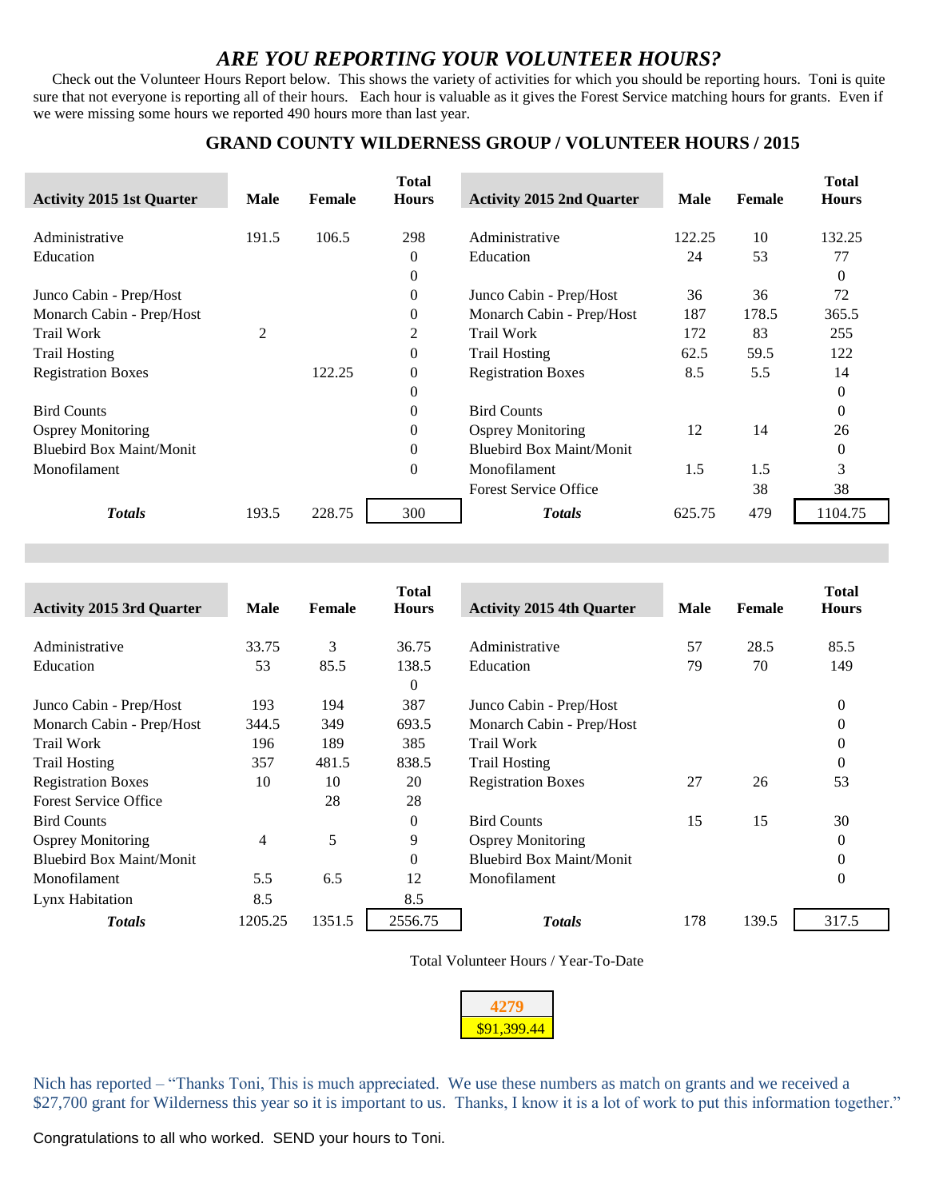## *ARE YOU REPORTING YOUR VOLUNTEER HOURS?*

Check out the Volunteer Hours Report below. This shows the variety of activities for which you should be reporting hours. Toni is quite sure that not everyone is reporting all of their hours. Each hour is valuable as it gives the Forest Service matching hours for grants. Even if we were missing some hours we reported 490 hours more than last year.

### GRAND COUNTY WILDERNESS GROUP / VOLUNTEER HOURS / 2015

| Activity 2015 1st Quarter | Male | Female | Total Hours | Activity 2015 2nd Quarter | Male | Female | Total Hours |
|---|---|---|---|---|---|---|---|
| Administrative | 191.5 | 106.5 | 298 | Administrative | 122.25 | 10 | 132.25 |
| Education | | | 0 | Education | 24 | 53 | 77 |
| | | | 0 | | | | 0 |
| Junco Cabin - Prep/Host | | | 0 | Junco Cabin - Prep/Host | 36 | 36 | 72 |
| Monarch Cabin - Prep/Host | | | 0 | Monarch Cabin - Prep/Host | 187 | 178.5 | 365.5 |
| Trail Work | 2 | | 2 | Trail Work | 172 | 83 | 255 |
| Trail Hosting | | | 0 | Trail Hosting | 62.5 | 59.5 | 122 |
| Registration Boxes | | 122.25 | 0 | Registration Boxes | 8.5 | 5.5 | 14 |
| | | | 0 | | | | 0 |
| Bird Counts | | | 0 | Bird Counts | | | 0 |
| Osprey Monitoring | | | 0 | Osprey Monitoring | 12 | 14 | 26 |
| Bluebird Box Maint/Monit | | | 0 | Bluebird Box Maint/Monit | | | 0 |
| Monofilament | | | 0 | Monofilament | 1.5 | 1.5 | 3 |
| | | | | Forest Service Office | | 38 | 38 |
| ***Totals*** | 193.5 | 228.75 | 300 | ***Totals*** | 625.75 | 479 | 1104.75 |

| Activity 2015 3rd Quarter | Male | Female | Total Hours | Activity 2015 4th Quarter | Male | Female | Total Hours |
|---|---|---|---|---|---|---|---|
| Administrative | 33.75 | 3 | 36.75 | Administrative | 57 | 28.5 | 85.5 |
| Education | 53 | 85.5 | 138.5 | Education | 79 | 70 | 149 |
| | | | 0 | | | | |
| Junco Cabin - Prep/Host | 193 | 194 | 387 | Junco Cabin - Prep/Host | | | 0 |
| Monarch Cabin - Prep/Host | 344.5 | 349 | 693.5 | Monarch Cabin - Prep/Host | | | 0 |
| Trail Work | 196 | 189 | 385 | Trail Work | | | 0 |
| Trail Hosting | 357 | 481.5 | 838.5 | Trail Hosting | | | 0 |
| Registration Boxes | 10 | 10 | 20 | Registration Boxes | 27 | 26 | 53 |
| Forest Service Office | | 28 | 28 | | | | |
| Bird Counts | | | 0 | Bird Counts | 15 | 15 | 30 |
| Osprey Monitoring | 4 | 5 | 9 | Osprey Monitoring | | | 0 |
| Bluebird Box Maint/Monit | | | 0 | Bluebird Box Maint/Monit | | | 0 |
| Monofilament | 5.5 | 6.5 | 12 | Monofilament | | | 0 |
| Lynx Habitation | 8.5 | | 8.5 | | | | |
| ***Totals*** | 1205.25 | 1351.5 | 2556.75 | ***Totals*** | 178 | 139.5 | 317.5 |

Total Volunteer Hours / Year-To-Date

| 4279 |
|---|
| $91,399.44 |

Nich has reported – "Thanks Toni, This is much appreciated. We use these numbers as match on grants and we received a $27,700 grant for Wilderness this year so it is important to us. Thanks, I know it is a lot of work to put this information together."

Congratulations to all who worked. SEND your hours to Toni.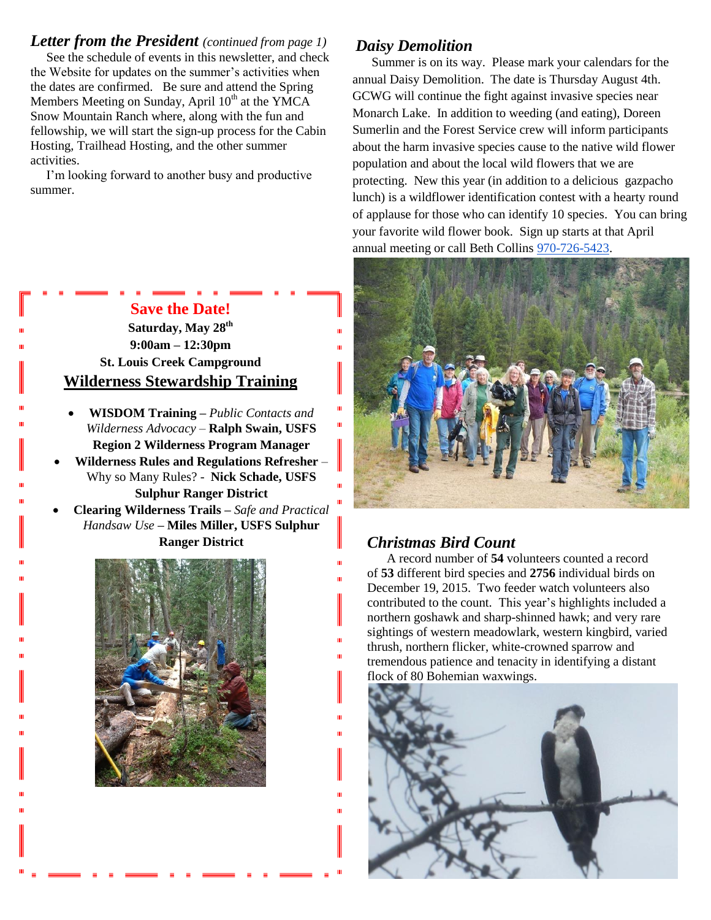### *Letter from the President* *(continued from page 1)*

See the schedule of events in this newsletter, and check the Website for updates on the summer's activities when the dates are confirmed. Be sure and attend the Spring Members Meeting on Sunday, April 10th at the YMCA Snow Mountain Ranch where, along with the fun and fellowship, we will start the sign-up process for the Cabin Hosting, Trailhead Hosting, and the other summer activities.

I'm looking forward to another busy and productive summer.

## Save the Date!

**Saturday, May 28th**

**9:00am – 12:30pm**

**St. Louis Creek Campground**

**Wilderness Stewardship Training**

- **WISDOM Training –** *Public Contacts and Wilderness Advocacy* – **Ralph Swain, USFS Region 2 Wilderness Program Manager**
- **Wilderness Rules and Regulations Refresher** – Why so Many Rules? - **Nick Schade, USFS Sulphur Ranger District**
- **Clearing Wilderness Trails –** *Safe and Practical Handsaw Use* **– Miles Miller, USFS Sulphur Ranger District**

### *Daisy Demolition*

Summer is on its way. Please mark your calendars for the annual Daisy Demolition. The date is Thursday August 4th. GCWG will continue the fight against invasive species near Monarch Lake. In addition to weeding (and eating), Doreen Sumerlin and the Forest Service crew will inform participants about the harm invasive species cause to the native wild flower population and about the local wild flowers that we are protecting. New this year (in addition to a delicious gazpacho lunch) is a wildflower identification contest with a hearty round of applause for those who can identify 10 species. You can bring your favorite wild flower book. Sign up starts at that April annual meeting or call Beth Collins 970-726-5423.

### *Christmas Bird Count*

A record number of **54** volunteers counted a record of **53** different bird species and **2756** individual birds on December 19, 2015. Two feeder watch volunteers also contributed to the count. This year's highlights included a northern goshawk and sharp-shinned hawk; and very rare sightings of western meadowlark, western kingbird, varied thrush, northern flicker, white-crowned sparrow and tremendous patience and tenacity in identifying a distant flock of 80 Bohemian waxwings.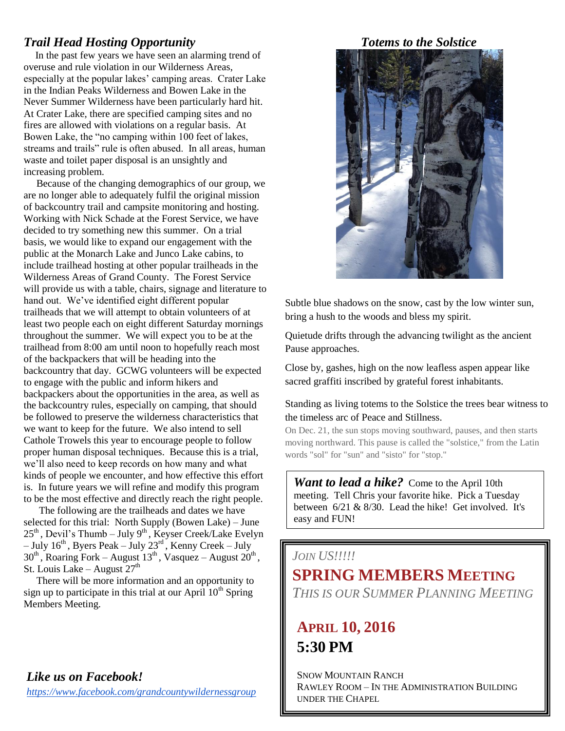## *Trail Head Hosting Opportunity*

In the past few years we have seen an alarming trend of overuse and rule violation in our Wilderness Areas, especially at the popular lakes' camping areas. Crater Lake in the Indian Peaks Wilderness and Bowen Lake in the Never Summer Wilderness have been particularly hard hit. At Crater Lake, there are specified camping sites and no fires are allowed with violations on a regular basis. At Bowen Lake, the "no camping within 100 feet of lakes, streams and trails" rule is often abused. In all areas, human waste and toilet paper disposal is an unsightly and increasing problem.

Because of the changing demographics of our group, we are no longer able to adequately fulfil the original mission of backcountry trail and campsite monitoring and hosting. Working with Nick Schade at the Forest Service, we have decided to try something new this summer. On a trial basis, we would like to expand our engagement with the public at the Monarch Lake and Junco Lake cabins, to include trailhead hosting at other popular trailheads in the Wilderness Areas of Grand County. The Forest Service will provide us with a table, chairs, signage and literature to hand out. We've identified eight different popular trailheads that we will attempt to obtain volunteers of at least two people each on eight different Saturday mornings throughout the summer. We will expect you to be at the trailhead from 8:00 am until noon to hopefully reach most of the backpackers that will be heading into the backcountry that day. GCWG volunteers will be expected to engage with the public and inform hikers and backpackers about the opportunities in the area, as well as the backcountry rules, especially on camping, that should be followed to preserve the wilderness characteristics that we want to keep for the future. We also intend to sell Cathole Trowels this year to encourage people to follow proper human disposal techniques. Because this is a trial, we'll also need to keep records on how many and what kinds of people we encounter, and how effective this effort is. In future years we will refine and modify this program to be the most effective and directly reach the right people.

The following are the trailheads and dates we have selected for this trial: North Supply (Bowen Lake) – June 25th, Devil's Thumb – July 9th, Keyser Creek/Lake Evelyn – July 16th, Byers Peak – July 23rd, Kenny Creek – July 30th, Roaring Fork – August 13th, Vasquez – August 20th, St. Louis Lake – August 27th

There will be more information and an opportunity to sign up to participate in this trial at our April 10th Spring Members Meeting.

## *Like us on Facebook!*

*https://www.facebook.com/grandcountywildernessgroup*

## *Totems to the Solstice*

Subtle blue shadows on the snow, cast by the low winter sun, bring a hush to the woods and bless my spirit.

Quietude drifts through the advancing twilight as the ancient Pause approaches.

Close by, gashes, high on the now leafless aspen appear like sacred graffiti inscribed by grateful forest inhabitants.

Standing as living totems to the Solstice the trees bear witness to the timeless arc of Peace and Stillness.

On Dec. 21, the sun stops moving southward, pauses, and then starts moving northward. This pause is called the "solstice," from the Latin words "sol" for "sun" and "sisto" for "stop."

***Want to lead a hike?*** Come to the April 10th meeting. Tell Chris your favorite hike. Pick a Tuesday between 6/21 & 8/30. Lead the hike! Get involved. It's easy and FUN!

*JOIN US!!!!!*

## SPRING MEMBERS MEETING

*THIS IS OUR SUMMER PLANNING MEETING*

### APRIL 10, 2016
### 5:30 PM

SNOW MOUNTAIN RANCH
RAWLEY ROOM – IN THE ADMINISTRATION BUILDING
UNDER THE CHAPEL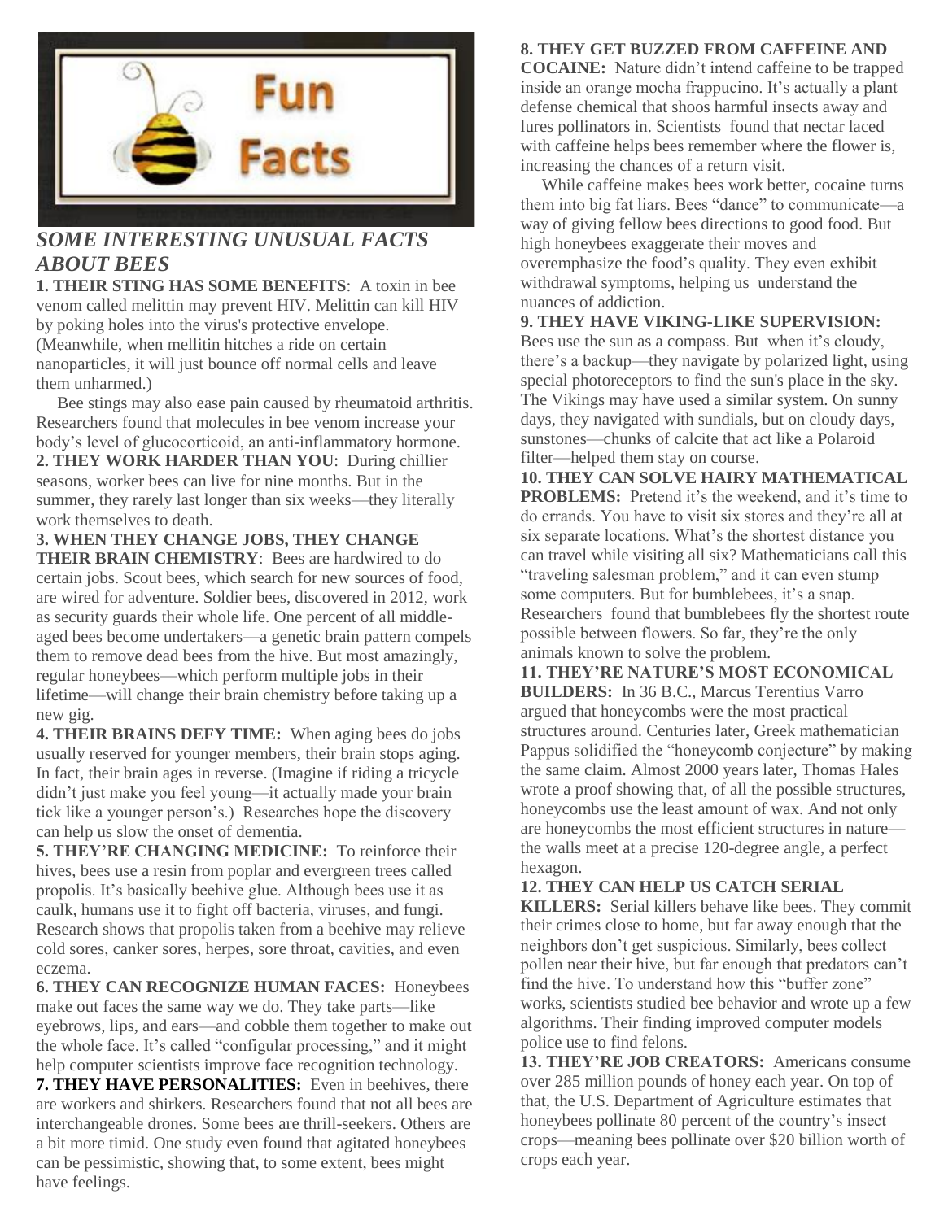## *SOME INTERESTING UNUSUAL FACTS ABOUT BEES*

**1. THEIR STING HAS SOME BENEFITS**: A toxin in bee venom called melittin may prevent HIV. Melittin can kill HIV by poking holes into the virus's protective envelope. (Meanwhile, when mellitin hitches a ride on certain nanoparticles, it will just bounce off normal cells and leave them unharmed.)

Bee stings may also ease pain caused by rheumatoid arthritis. Researchers found that molecules in bee venom increase your body's level of glucocorticoid, an anti-inflammatory hormone.

**2. THEY WORK HARDER THAN YOU**: During chillier seasons, worker bees can live for nine months. But in the summer, they rarely last longer than six weeks—they literally work themselves to death.

**3. WHEN THEY CHANGE JOBS, THEY CHANGE THEIR BRAIN CHEMISTRY**: Bees are hardwired to do certain jobs. Scout bees, which search for new sources of food, are wired for adventure. Soldier bees, discovered in 2012, work as security guards their whole life. One percent of all middle-aged bees become undertakers—a genetic brain pattern compels them to remove dead bees from the hive. But most amazingly, regular honeybees—which perform multiple jobs in their lifetime—will change their brain chemistry before taking up a new gig.

**4. THEIR BRAINS DEFY TIME:** When aging bees do jobs usually reserved for younger members, their brain stops aging. In fact, their brain ages in reverse. (Imagine if riding a tricycle didn't just make you feel young—it actually made your brain tick like a younger person's.) Researches hope the discovery can help us slow the onset of dementia.

**5. THEY'RE CHANGING MEDICINE:** To reinforce their hives, bees use a resin from poplar and evergreen trees called propolis. It's basically beehive glue. Although bees use it as caulk, humans use it to fight off bacteria, viruses, and fungi. Research shows that propolis taken from a beehive may relieve cold sores, canker sores, herpes, sore throat, cavities, and even eczema.

**6. THEY CAN RECOGNIZE HUMAN FACES:** Honeybees make out faces the same way we do. They take parts—like eyebrows, lips, and ears—and cobble them together to make out the whole face. It's called "configular processing," and it might help computer scientists improve face recognition technology.

**7. THEY HAVE PERSONALITIES:** Even in beehives, there are workers and shirkers. Researchers found that not all bees are interchangeable drones. Some bees are thrill-seekers. Others are a bit more timid. One study even found that agitated honeybees can be pessimistic, showing that, to some extent, bees might have feelings.

**8. THEY GET BUZZED FROM CAFFEINE AND COCAINE:** Nature didn't intend caffeine to be trapped inside an orange mocha frappuccino. It's actually a plant defense chemical that shoos harmful insects away and lures pollinators in. Scientists found that nectar laced with caffeine helps bees remember where the flower is, increasing the chances of a return visit.

While caffeine makes bees work better, cocaine turns them into big fat liars. Bees "dance" to communicate—a way of giving fellow bees directions to good food. But high honeybees exaggerate their moves and overemphasize the food's quality. They even exhibit withdrawal symptoms, helping us understand the nuances of addiction.

**9. THEY HAVE VIKING-LIKE SUPERVISION:** Bees use the sun as a compass. But when it's cloudy, there's a backup—they navigate by polarized light, using special photoreceptors to find the sun's place in the sky. The Vikings may have used a similar system. On sunny days, they navigated with sundials, but on cloudy days, sunstones—chunks of calcite that act like a Polaroid filter—helped them stay on course.

**10. THEY CAN SOLVE HAIRY MATHEMATICAL PROBLEMS:** Pretend it's the weekend, and it's time to do errands. You have to visit six stores and they're all at six separate locations. What's the shortest distance you can travel while visiting all six? Mathematicians call this "traveling salesman problem," and it can even stump some computers. But for bumblebees, it's a snap. Researchers found that bumblebees fly the shortest route possible between flowers. So far, they're the only animals known to solve the problem.

**11. THEY'RE NATURE'S MOST ECONOMICAL BUILDERS:** In 36 B.C., Marcus Terentius Varro argued that honeycombs were the most practical structures around. Centuries later, Greek mathematician Pappus solidified the "honeycomb conjecture" by making the same claim. Almost 2000 years later, Thomas Hales wrote a proof showing that, of all the possible structures, honeycombs use the least amount of wax. And not only are honeycombs the most efficient structures in nature—the walls meet at a precise 120-degree angle, a perfect hexagon.

**12. THEY CAN HELP US CATCH SERIAL KILLERS:** Serial killers behave like bees. They commit their crimes close to home, but far away enough that the neighbors don't get suspicious. Similarly, bees collect pollen near their hive, but far enough that predators can't find the hive. To understand how this "buffer zone" works, scientists studied bee behavior and wrote up a few algorithms. Their finding improved computer models police use to find felons.

**13. THEY'RE JOB CREATORS:** Americans consume over 285 million pounds of honey each year. On top of that, the U.S. Department of Agriculture estimates that honeybees pollinate 80 percent of the country's insect crops—meaning bees pollinate over $20 billion worth of crops each year.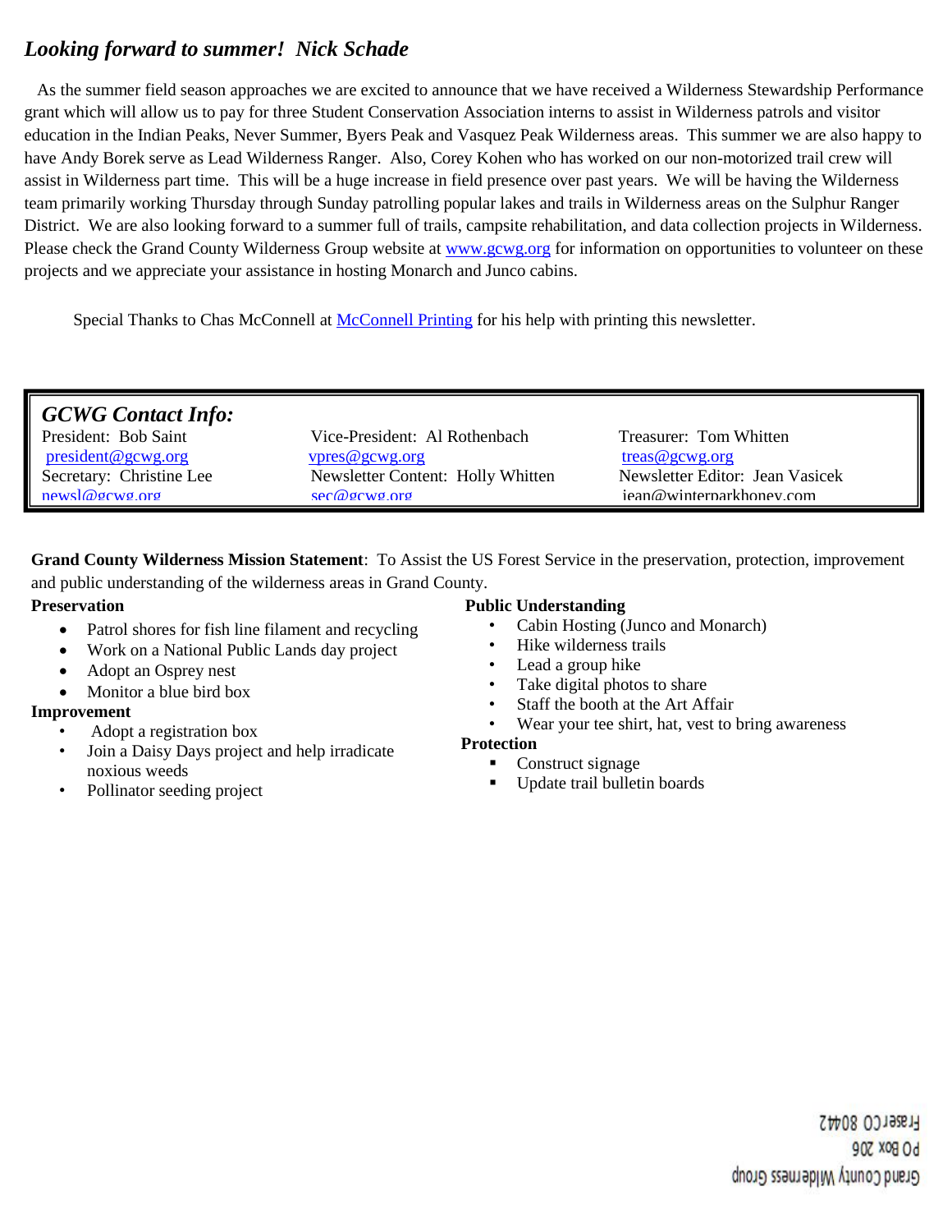## *Looking forward to summer! Nick Schade*

As the summer field season approaches we are excited to announce that we have received a Wilderness Stewardship Performance grant which will allow us to pay for three Student Conservation Association interns to assist in Wilderness patrols and visitor education in the Indian Peaks, Never Summer, Byers Peak and Vasquez Peak Wilderness areas. This summer we are also happy to have Andy Borek serve as Lead Wilderness Ranger. Also, Corey Kohen who has worked on our non-motorized trail crew will assist in Wilderness part time. This will be a huge increase in field presence over past years. We will be having the Wilderness team primarily working Thursday through Sunday patrolling popular lakes and trails in Wilderness areas on the Sulphur Ranger District. We are also looking forward to a summer full of trails, campsite rehabilitation, and data collection projects in Wilderness. Please check the Grand County Wilderness Group website at www.gcwg.org for information on opportunities to volunteer on these projects and we appreciate your assistance in hosting Monarch and Junco cabins.

Special Thanks to Chas McConnell at McConnell Printing for his help with printing this newsletter.

### *GCWG Contact Info:*

| | | |
|---|---|---|
| President: Bob Saint | Vice-President: Al Rothenbach | Treasurer: Tom Whitten |
| president@gcwg.org | vpres@gcwg.org | treas@gcwg.org |
| Secretary: Christine Lee | Newsletter Content: Holly Whitten | Newsletter Editor: Jean Vasicek |
| newsl@gcwg.org | sec@gcwg.org | jean@winterparkhoney.com |

**Grand County Wilderness Mission Statement**: To Assist the US Forest Service in the preservation, protection, improvement and public understanding of the wilderness areas in Grand County.

**Preservation**

- Patrol shores for fish line filament and recycling
- Work on a National Public Lands day project
- Adopt an Osprey nest
- Monitor a blue bird box

**Improvement**

- Adopt a registration box
- Join a Daisy Days project and help irradicate noxious weeds
- Pollinator seeding project

**Public Understanding**

- Cabin Hosting (Junco and Monarch)
- Hike wilderness trails
- Lead a group hike
- Take digital photos to share
- Staff the booth at the Art Affair
- Wear your tee shirt, hat, vest to bring awareness

**Protection**

- Construct signage
- Update trail bulletin boards

Grand County Wilderness Group
PO Box 206
Fraser CO 80442